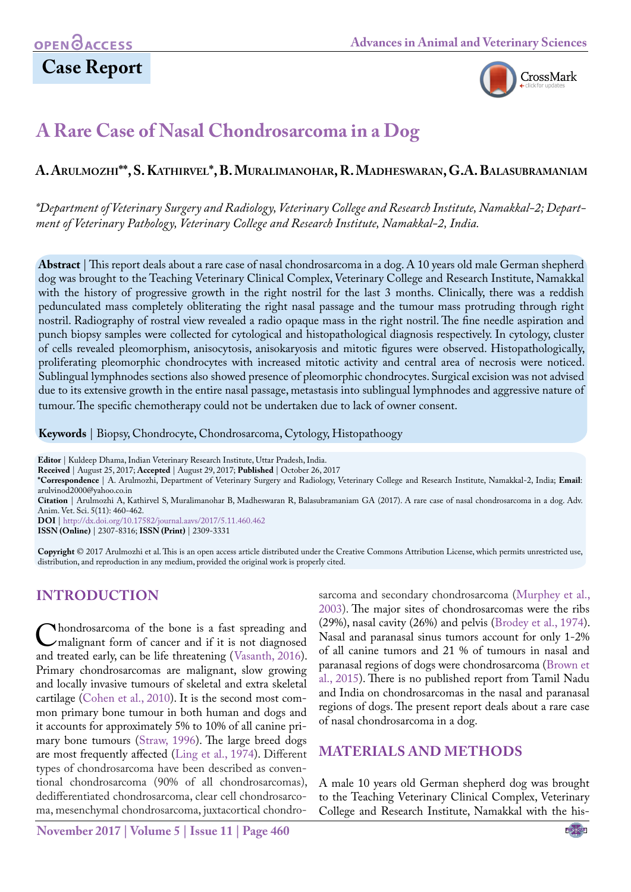OPEN ACCESS

Case Report

# A Rare Case of Nasal Chondrosarcoma in a Dog

**A. Arulmozhi[**], S. Kathirvel[*], B. Muralimanohar, R. Madheswaran, G.A. Balasubramaniam**

*[*]Department of Veterinary Surgery and Radiology, Veterinary College and Research Institute, Namakkal-2; Department of Veterinary Pathology, Veterinary College and Research Institute, Namakkal-2, India.*

**Abstract** | This report deals about a rare case of nasal chondrosarcoma in a dog. A 10 years old male German shepherd dog was brought to the Teaching Veterinary Clinical Complex, Veterinary College and Research Institute, Namakkal with the history of progressive growth in the right nostril for the last 3 months. Clinically, there was a reddish pedunculated mass completely obliterating the right nasal passage and the tumour mass protruding through right nostril. Radiography of rostral view revealed a radio opaque mass in the right nostril. The fine needle aspiration and punch biopsy samples were collected for cytological and histopathological diagnosis respectively. In cytology, cluster of cells revealed pleomorphism, anisocytosis, anisokaryosis and mitotic figures were observed. Histopathologically, proliferating pleomorphic chondrocytes with increased mitotic activity and central area of necrosis were noticed. Sublingual lymphnodes sections also showed presence of pleomorphic chondrocytes. Surgical excision was not advised due to its extensive growth in the entire nasal passage, metastasis into sublingual lymphnodes and aggressive nature of tumour. The specific chemotherapy could not be undertaken due to lack of owner consent.

**Keywords** | Biopsy, Chondrocyte, Chondrosarcoma, Cytology, Histopathoogy

**Editor** | Kuldeep Dhama, Indian Veterinary Research Institute, Uttar Pradesh, India.
**Received** | August 25, 2017; **Accepted** | August 29, 2017; **Published** | October 26, 2017
***Correspondence** | A. Arulmozhi, Department of Veterinary Surgery and Radiology, Veterinary College and Research Institute, Namakkal-2, India; **Email**: arulvinod2000@yahoo.co.in
**Citation** | Arulmozhi A, Kathirvel S, Muralimanohar B, Madheswaran R, Balasubramaniam GA (2017). A rare case of nasal chondrosarcoma in a dog. Adv. Anim. Vet. Sci. 5(11): 460-462.
**DOI** | http://dx.doi.org/10.17582/journal.aavs/2017/5.11.460.462
**ISSN (Online)** | 2307-8316; **ISSN (Print)** | 2309-3331

**Copyright** © 2017 Arulmozhi et al. This is an open access article distributed under the Creative Commons Attribution License, which permits unrestricted use, distribution, and reproduction in any medium, provided the original work is properly cited.

## INTRODUCTION

Chondrosarcoma of the bone is a fast spreading and malignant form of cancer and if it is not diagnosed and treated early, can be life threatening (Vasanth, 2016). Primary chondrosarcomas are malignant, slow growing and locally invasive tumours of skeletal and extra skeletal cartilage (Cohen et al., 2010). It is the second most common primary bone tumour in both human and dogs and it accounts for approximately 5% to 10% of all canine primary bone tumours (Straw, 1996). The large breed dogs are most frequently affected (Ling et al., 1974). Different types of chondrosarcoma have been described as conventional chondrosarcoma (90% of all chondrosarcomas), dedifferentiated chondrosarcoma, clear cell chondrosarcoma, mesenchymal chondrosarcoma, juxtacortical chondrosarcoma and secondary chondrosarcoma (Murphey et al., 2003). The major sites of chondrosarcomas were the ribs (29%), nasal cavity (26%) and pelvis (Brodey et al., 1974). Nasal and paranasal sinus tumors account for only 1-2% of all canine tumors and 21 % of tumours in nasal and paranasal regions of dogs were chondrosarcoma (Brown et al., 2015). There is no published report from Tamil Nadu and India on chondrosarcomas in the nasal and paranasal regions of dogs. The present report deals about a rare case of nasal chondrosarcoma in a dog.

## MATERIALS AND METHODS

A male 10 years old German shepherd dog was brought to the Teaching Veterinary Clinical Complex, Veterinary College and Research Institute, Namakkal with the his-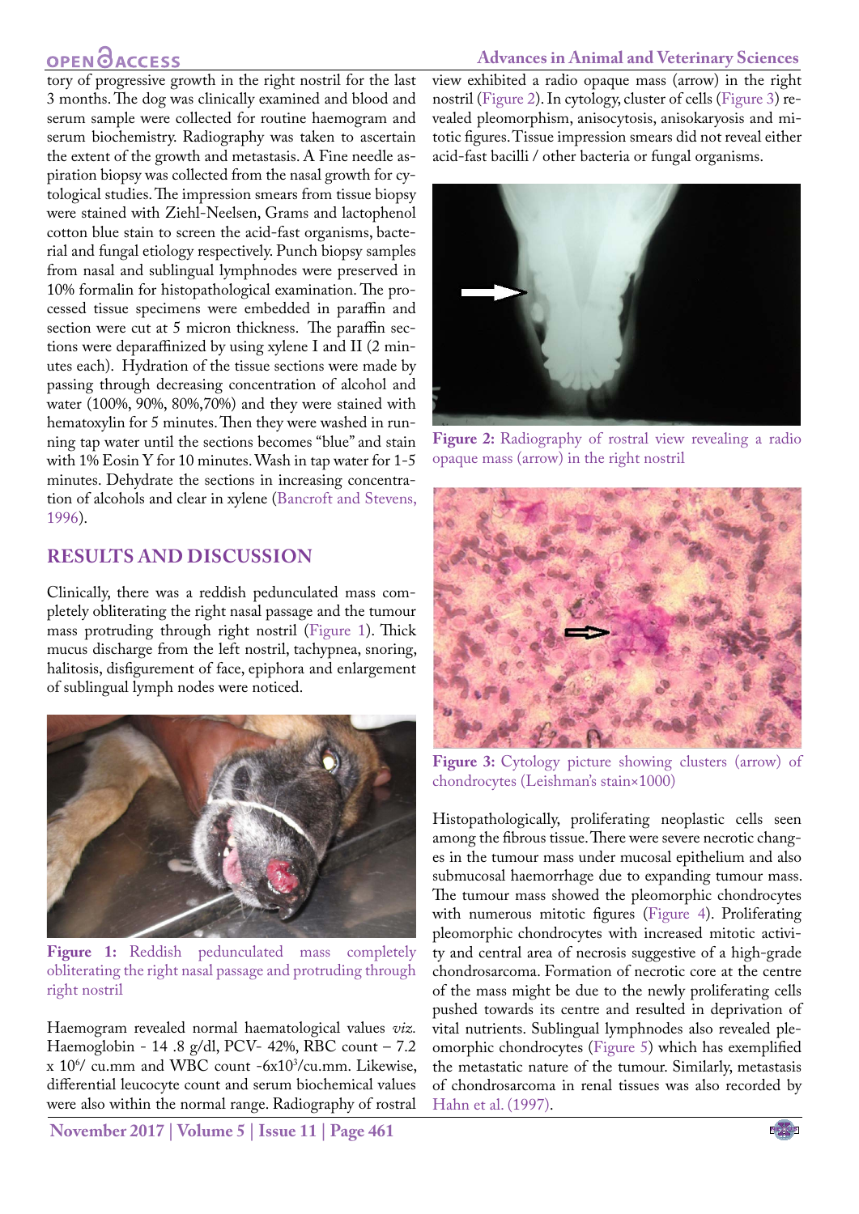tory of progressive growth in the right nostril for the last 3 months. The dog was clinically examined and blood and serum sample were collected for routine haemogram and serum biochemistry. Radiography was taken to ascertain the extent of the growth and metastasis. A Fine needle aspiration biopsy was collected from the nasal growth for cytological studies. The impression smears from tissue biopsy were stained with Ziehl-Neelsen, Grams and lactophenol cotton blue stain to screen the acid-fast organisms, bacterial and fungal etiology respectively. Punch biopsy samples from nasal and sublingual lymphnodes were preserved in 10% formalin for histopathological examination. The processed tissue specimens were embedded in paraffin and section were cut at 5 micron thickness. The paraffin sections were deparaffinized by using xylene I and II (2 minutes each). Hydration of the tissue sections were made by passing through decreasing concentration of alcohol and water (100%, 90%, 80%,70%) and they were stained with hematoxylin for 5 minutes. Then they were washed in running tap water until the sections becomes "blue" and stain with 1% Eosin Y for 10 minutes. Wash in tap water for 1-5 minutes. Dehydrate the sections in increasing concentration of alcohols and clear in xylene (Bancroft and Stevens, 1996).

## RESULTS AND DISCUSSION

Clinically, there was a reddish pedunculated mass completely obliterating the right nasal passage and the tumour mass protruding through right nostril (Figure 1). Thick mucus discharge from the left nostril, tachypnea, snoring, halitosis, disfigurement of face, epiphora and enlargement of sublingual lymph nodes were noticed.

**Figure 1:** Reddish pedunculated mass completely obliterating the right nasal passage and protruding through right nostril

Haemogram revealed normal haematological values *viz.* Haemoglobin - 14 .8 g/dl, PCV- 42%, RBC count – 7.2 x $10^6$/ cu.mm and WBC count -6x$10^3$/cu.mm. Likewise, differential leucocyte count and serum biochemical values were also within the normal range. Radiography of rostral view exhibited a radio opaque mass (arrow) in the right nostril (Figure 2). In cytology, cluster of cells (Figure 3) revealed pleomorphism, anisocytosis, anisokaryosis and mitotic figures. Tissue impression smears did not reveal either acid-fast bacilli / other bacteria or fungal organisms.

**Figure 2:** Radiography of rostral view revealing a radio opaque mass (arrow) in the right nostril

**Figure 3:** Cytology picture showing clusters (arrow) of chondrocytes (Leishman's stain×1000)

Histopathologically, proliferating neoplastic cells seen among the fibrous tissue. There were severe necrotic changes in the tumour mass under mucosal epithelium and also submucosal haemorrhage due to expanding tumour mass. The tumour mass showed the pleomorphic chondrocytes with numerous mitotic figures (Figure 4). Proliferating pleomorphic chondrocytes with increased mitotic activity and central area of necrosis suggestive of a high-grade chondrosarcoma. Formation of necrotic core at the centre of the mass might be due to the newly proliferating cells pushed towards its centre and resulted in deprivation of vital nutrients. Sublingual lymphnodes also revealed pleomorphic chondrocytes (Figure 5) which has exemplified the metastatic nature of the tumour. Similarly, metastasis of chondrosarcoma in renal tissues was also recorded by Hahn et al. (1997).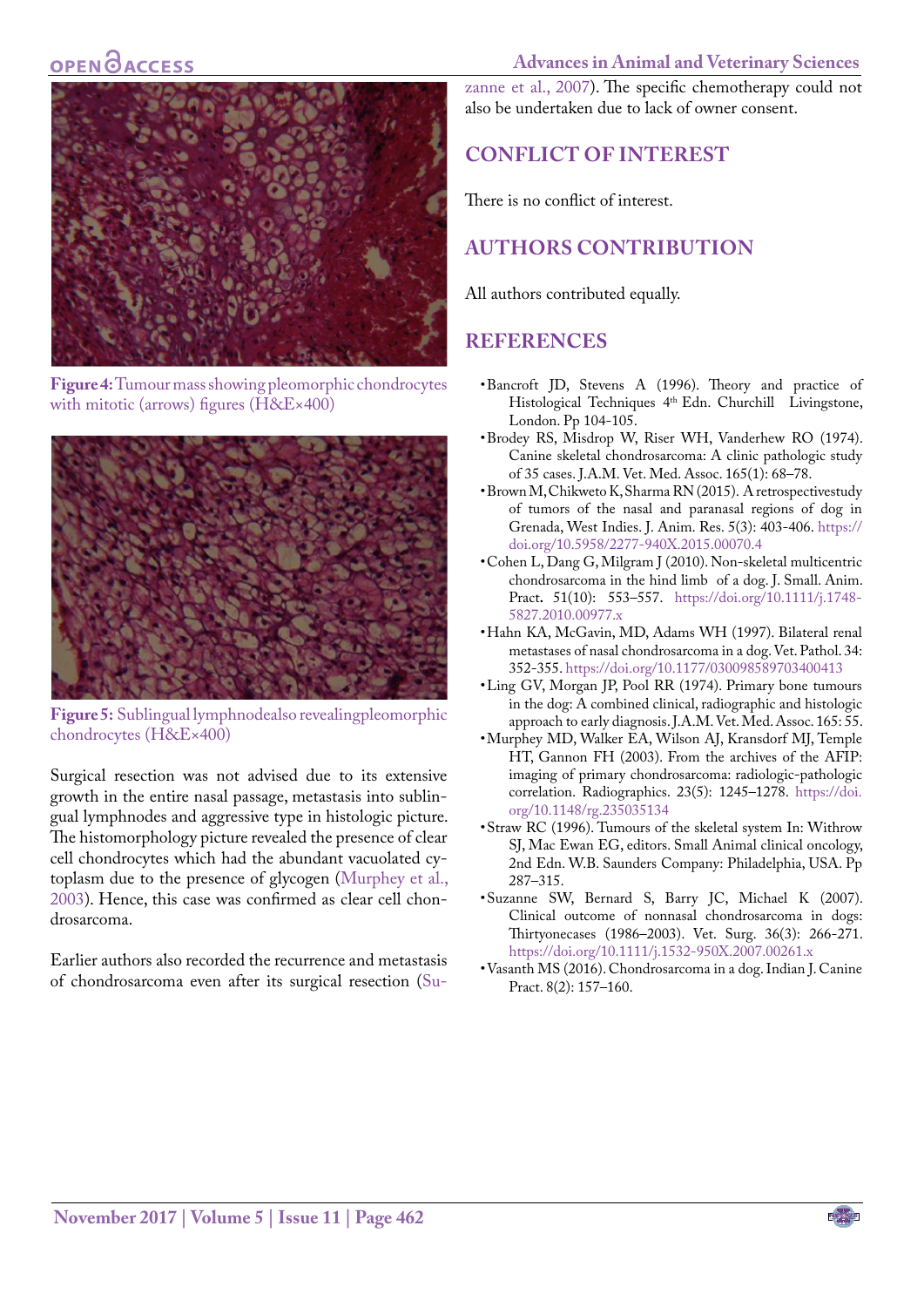**Figure 4:** Tumour mass showing pleomorphic chondrocytes with mitotic (arrows) figures (H&E×400)

**Figure 5:** Sublingual lymphnodealso revealingpleomorphic chondrocytes (H&E×400)

Surgical resection was not advised due to its extensive growth in the entire nasal passage, metastasis into sublingual lymphnodes and aggressive type in histologic picture. The histomorphology picture revealed the presence of clear cell chondrocytes which had the abundant vacuolated cytoplasm due to the presence of glycogen (Murphey et al., 2003). Hence, this case was confirmed as clear cell chondrosarcoma.

Earlier authors also recorded the recurrence and metastasis of chondrosarcoma even after its surgical resection (Suzanne et al., 2007). The specific chemotherapy could not also be undertaken due to lack of owner consent.

## CONFLICT OF INTEREST

There is no conflict of interest.

## AUTHORS CONTRIBUTION

All authors contributed equally.

## REFERENCES

- Bancroft JD, Stevens A (1996). Theory and practice of Histological Techniques 4th Edn. Churchill Livingstone, London. Pp 104-105.
- Brodey RS, Misdrop W, Riser WH, Vanderhew RO (1974). Canine skeletal chondrosarcoma: A clinic pathologic study of 35 cases. J.A.M. Vet. Med. Assoc. 165(1): 68–78.
- Brown M, Chikweto K, Sharma RN (2015). A retrospectivestudy of tumors of the nasal and paranasal regions of dog in Grenada, West Indies. J. Anim. Res. 5(3): 403-406. https://doi.org/10.5958/2277-940X.2015.00070.4
- Cohen L, Dang G, Milgram J (2010). Non-skeletal multicentric chondrosarcoma in the hind limb of a dog. J. Small. Anim. Pract. 51(10): 553–557. https://doi.org/10.1111/j.1748-5827.2010.00977.x
- Hahn KA, McGavin, MD, Adams WH (1997). Bilateral renal metastases of nasal chondrosarcoma in a dog. Vet. Pathol. 34: 352-355. https://doi.org/10.1177/030098589703400413
- Ling GV, Morgan JP, Pool RR (1974). Primary bone tumours in the dog: A combined clinical, radiographic and histologic approach to early diagnosis. J.A.M. Vet. Med. Assoc. 165: 55.
- Murphey MD, Walker EA, Wilson AJ, Kransdorf MJ, Temple HT, Gannon FH (2003). From the archives of the AFIP: imaging of primary chondrosarcoma: radiologic-pathologic correlation. Radiographics. 23(5): 1245–1278. https://doi.org/10.1148/rg.235035134
- Straw RC (1996). Tumours of the skeletal system In: Withrow SJ, Mac Ewan EG, editors. Small Animal clinical oncology, 2nd Edn. W.B. Saunders Company: Philadelphia, USA. Pp 287–315.
- Suzanne SW, Bernard S, Barry JC, Michael K (2007). Clinical outcome of nonnasal chondrosarcoma in dogs: Thirtyonecases (1986–2003). Vet. Surg. 36(3): 266-271. https://doi.org/10.1111/j.1532-950X.2007.00261.x
- Vasanth MS (2016). Chondrosarcoma in a dog. Indian J. Canine Pract. 8(2): 157–160.